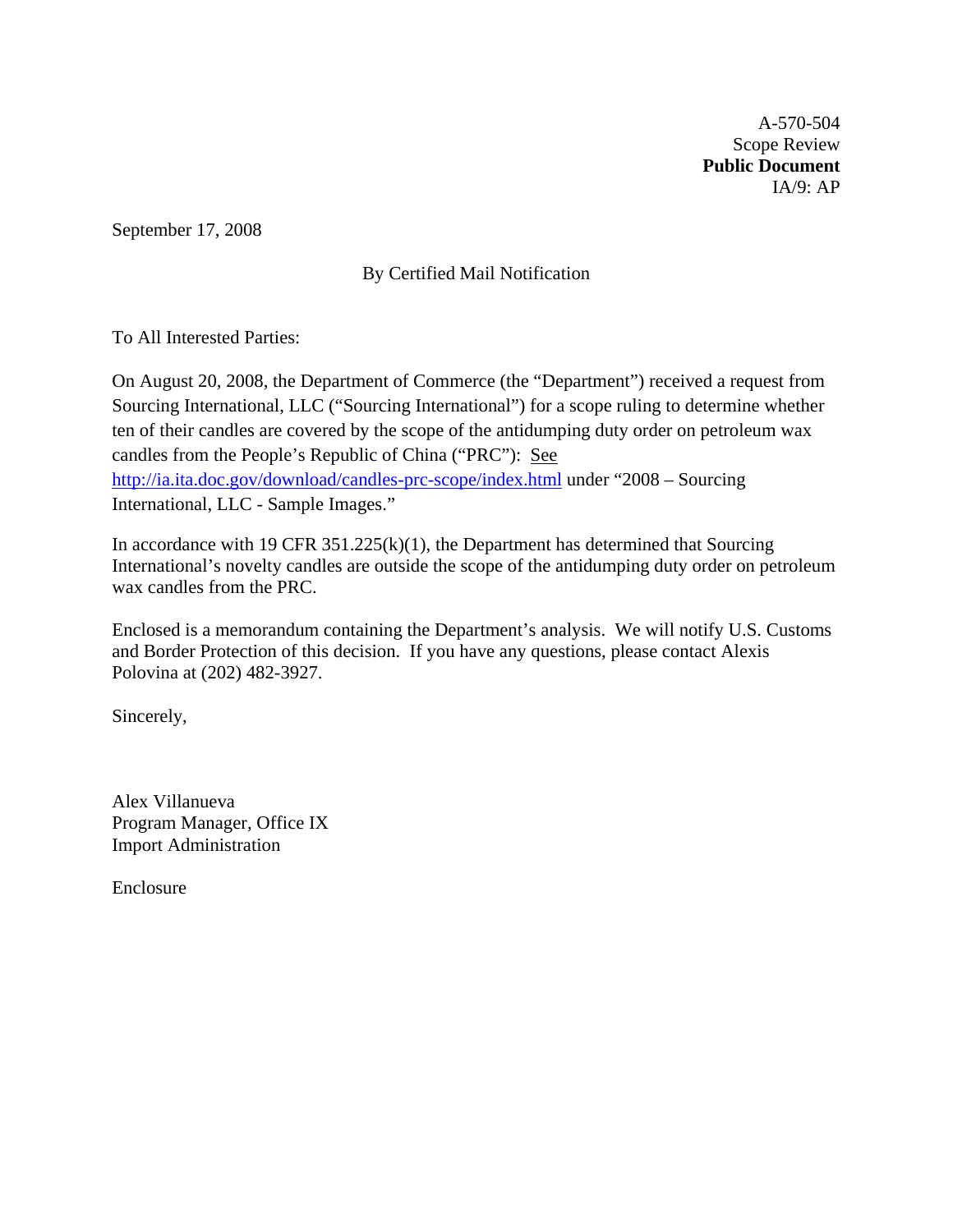A-570-504
Scope Review
**Public Document**
IA/9: AP

September 17, 2008

By Certified Mail Notification

To All Interested Parties:

On August 20, 2008, the Department of Commerce (the "Department") received a request from Sourcing International, LLC ("Sourcing International") for a scope ruling to determine whether ten of their candles are covered by the scope of the antidumping duty order on petroleum wax candles from the People's Republic of China ("PRC"): See http://ia.ita.doc.gov/download/candles-prc-scope/index.html under "2008 – Sourcing International, LLC - Sample Images."

In accordance with 19 CFR 351.225(k)(1), the Department has determined that Sourcing International's novelty candles are outside the scope of the antidumping duty order on petroleum wax candles from the PRC.

Enclosed is a memorandum containing the Department's analysis. We will notify U.S. Customs and Border Protection of this decision. If you have any questions, please contact Alexis Polovina at (202) 482-3927.

Sincerely,

Alex Villanueva
Program Manager, Office IX
Import Administration

Enclosure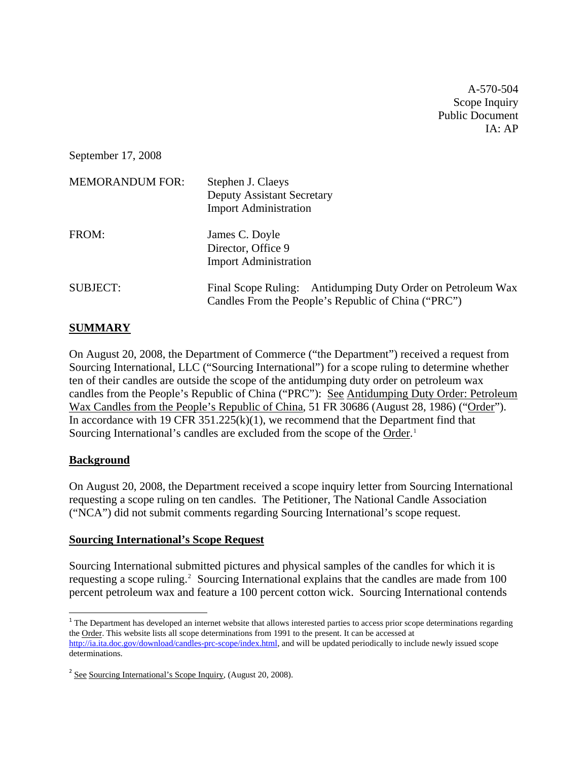A-570-504
Scope Inquiry
Public Document
IA: AP

September 17, 2008

| | |
|---|---|
| MEMORANDUM FOR: | Stephen J. Claeys<br>Deputy Assistant Secretary<br>Import Administration |
| FROM: | James C. Doyle<br>Director, Office 9<br>Import Administration |
| SUBJECT: | Final Scope Ruling: Antidumping Duty Order on Petroleum Wax Candles From the People's Republic of China ("PRC") |

## SUMMARY

On August 20, 2008, the Department of Commerce ("the Department") received a request from Sourcing International, LLC ("Sourcing International") for a scope ruling to determine whether ten of their candles are outside the scope of the antidumping duty order on petroleum wax candles from the People's Republic of China ("PRC"): See Antidumping Duty Order: Petroleum Wax Candles from the People's Republic of China, 51 FR 30686 (August 28, 1986) ("Order"). In accordance with 19 CFR 351.225(k)(1), we recommend that the Department find that Sourcing International's candles are excluded from the scope of the Order.[1]

## Background

On August 20, 2008, the Department received a scope inquiry letter from Sourcing International requesting a scope ruling on ten candles. The Petitioner, The National Candle Association ("NCA") did not submit comments regarding Sourcing International's scope request.

## Sourcing International's Scope Request

Sourcing International submitted pictures and physical samples of the candles for which it is requesting a scope ruling.[2] Sourcing International explains that the candles are made from 100 percent petroleum wax and feature a 100 percent cotton wick. Sourcing International contends

---

[1] The Department has developed an internet website that allows interested parties to access prior scope determinations regarding the Order. This website lists all scope determinations from 1991 to the present. It can be accessed at http://ia.ita.doc.gov/download/candles-prc-scope/index.html, and will be updated periodically to include newly issued scope determinations.

[2] See Sourcing International's Scope Inquiry, (August 20, 2008).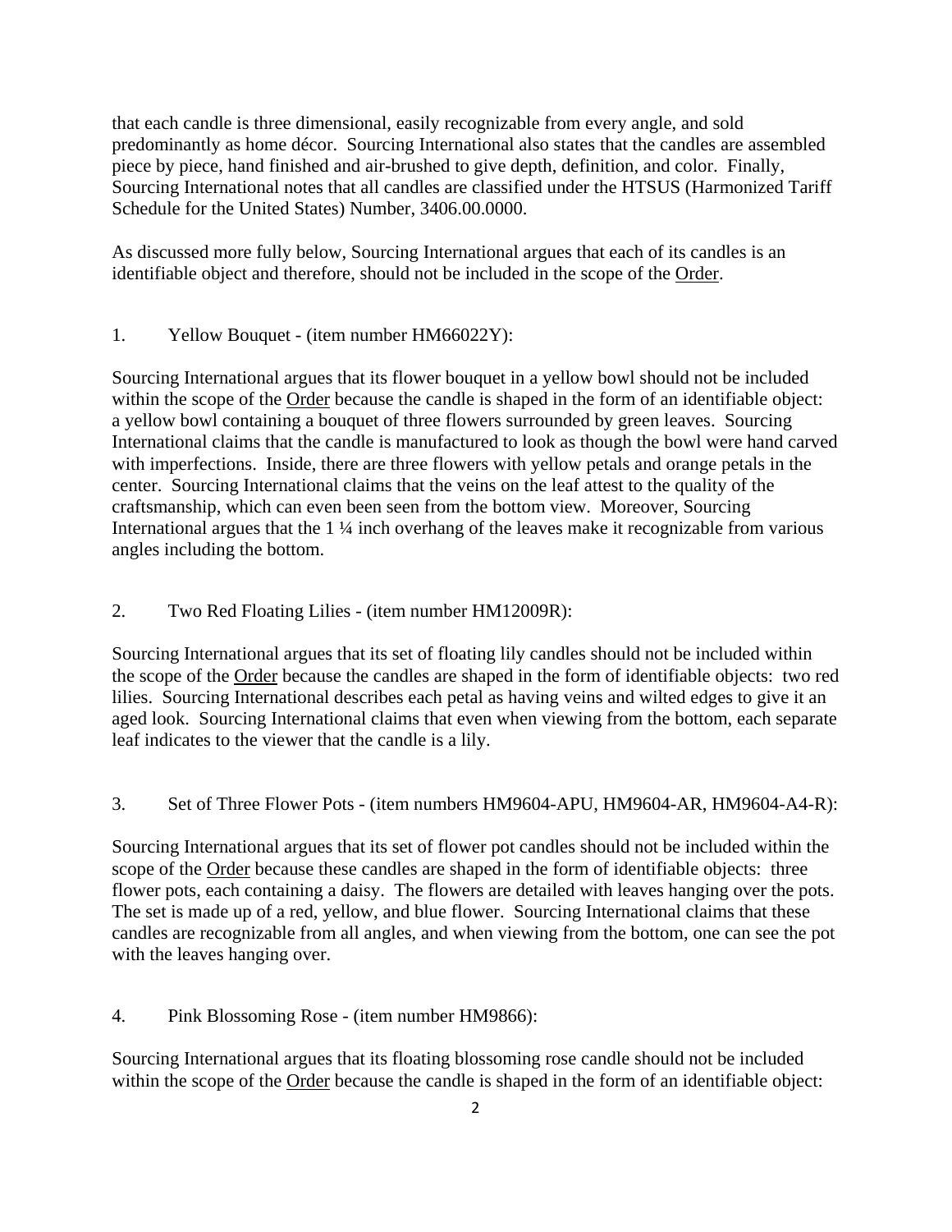that each candle is three dimensional, easily recognizable from every angle, and sold predominantly as home décor. Sourcing International also states that the candles are assembled piece by piece, hand finished and air-brushed to give depth, definition, and color. Finally, Sourcing International notes that all candles are classified under the HTSUS (Harmonized Tariff Schedule for the United States) Number, 3406.00.0000.

As discussed more fully below, Sourcing International argues that each of its candles is an identifiable object and therefore, should not be included in the scope of the Order.

1. Yellow Bouquet - (item number HM66022Y):

Sourcing International argues that its flower bouquet in a yellow bowl should not be included within the scope of the Order because the candle is shaped in the form of an identifiable object: a yellow bowl containing a bouquet of three flowers surrounded by green leaves. Sourcing International claims that the candle is manufactured to look as though the bowl were hand carved with imperfections. Inside, there are three flowers with yellow petals and orange petals in the center. Sourcing International claims that the veins on the leaf attest to the quality of the craftsmanship, which can even been seen from the bottom view. Moreover, Sourcing International argues that the 1 ¼ inch overhang of the leaves make it recognizable from various angles including the bottom.

2. Two Red Floating Lilies - (item number HM12009R):

Sourcing International argues that its set of floating lily candles should not be included within the scope of the Order because the candles are shaped in the form of identifiable objects: two red lilies. Sourcing International describes each petal as having veins and wilted edges to give it an aged look. Sourcing International claims that even when viewing from the bottom, each separate leaf indicates to the viewer that the candle is a lily.

3. Set of Three Flower Pots - (item numbers HM9604-APU, HM9604-AR, HM9604-A4-R):

Sourcing International argues that its set of flower pot candles should not be included within the scope of the Order because these candles are shaped in the form of identifiable objects: three flower pots, each containing a daisy. The flowers are detailed with leaves hanging over the pots. The set is made up of a red, yellow, and blue flower. Sourcing International claims that these candles are recognizable from all angles, and when viewing from the bottom, one can see the pot with the leaves hanging over.

4. Pink Blossoming Rose - (item number HM9866):

Sourcing International argues that its floating blossoming rose candle should not be included within the scope of the Order because the candle is shaped in the form of an identifiable object: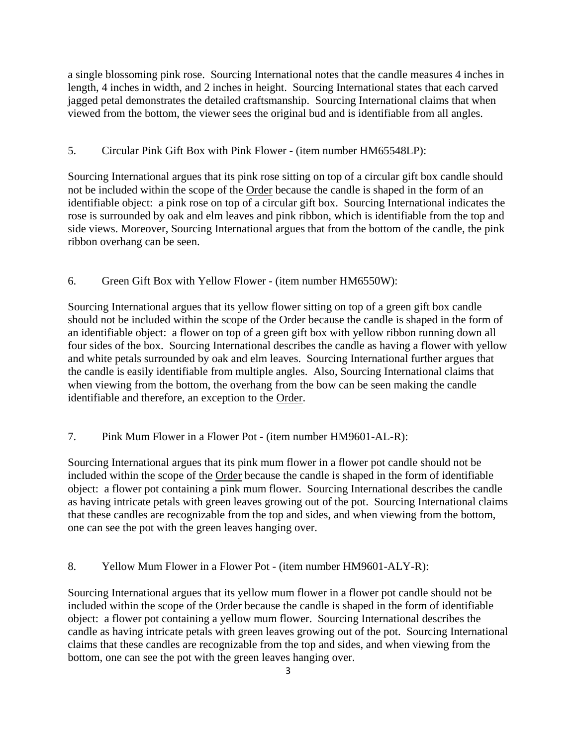a single blossoming pink rose. Sourcing International notes that the candle measures 4 inches in length, 4 inches in width, and 2 inches in height. Sourcing International states that each carved jagged petal demonstrates the detailed craftsmanship. Sourcing International claims that when viewed from the bottom, the viewer sees the original bud and is identifiable from all angles.

5. Circular Pink Gift Box with Pink Flower - (item number HM65548LP):

Sourcing International argues that its pink rose sitting on top of a circular gift box candle should not be included within the scope of the Order because the candle is shaped in the form of an identifiable object: a pink rose on top of a circular gift box. Sourcing International indicates the rose is surrounded by oak and elm leaves and pink ribbon, which is identifiable from the top and side views. Moreover, Sourcing International argues that from the bottom of the candle, the pink ribbon overhang can be seen.

6. Green Gift Box with Yellow Flower - (item number HM6550W):

Sourcing International argues that its yellow flower sitting on top of a green gift box candle should not be included within the scope of the Order because the candle is shaped in the form of an identifiable object: a flower on top of a green gift box with yellow ribbon running down all four sides of the box. Sourcing International describes the candle as having a flower with yellow and white petals surrounded by oak and elm leaves. Sourcing International further argues that the candle is easily identifiable from multiple angles. Also, Sourcing International claims that when viewing from the bottom, the overhang from the bow can be seen making the candle identifiable and therefore, an exception to the Order.

7. Pink Mum Flower in a Flower Pot - (item number HM9601-AL-R):

Sourcing International argues that its pink mum flower in a flower pot candle should not be included within the scope of the Order because the candle is shaped in the form of identifiable object: a flower pot containing a pink mum flower. Sourcing International describes the candle as having intricate petals with green leaves growing out of the pot. Sourcing International claims that these candles are recognizable from the top and sides, and when viewing from the bottom, one can see the pot with the green leaves hanging over.

8. Yellow Mum Flower in a Flower Pot - (item number HM9601-ALY-R):

Sourcing International argues that its yellow mum flower in a flower pot candle should not be included within the scope of the Order because the candle is shaped in the form of identifiable object: a flower pot containing a yellow mum flower. Sourcing International describes the candle as having intricate petals with green leaves growing out of the pot. Sourcing International claims that these candles are recognizable from the top and sides, and when viewing from the bottom, one can see the pot with the green leaves hanging over.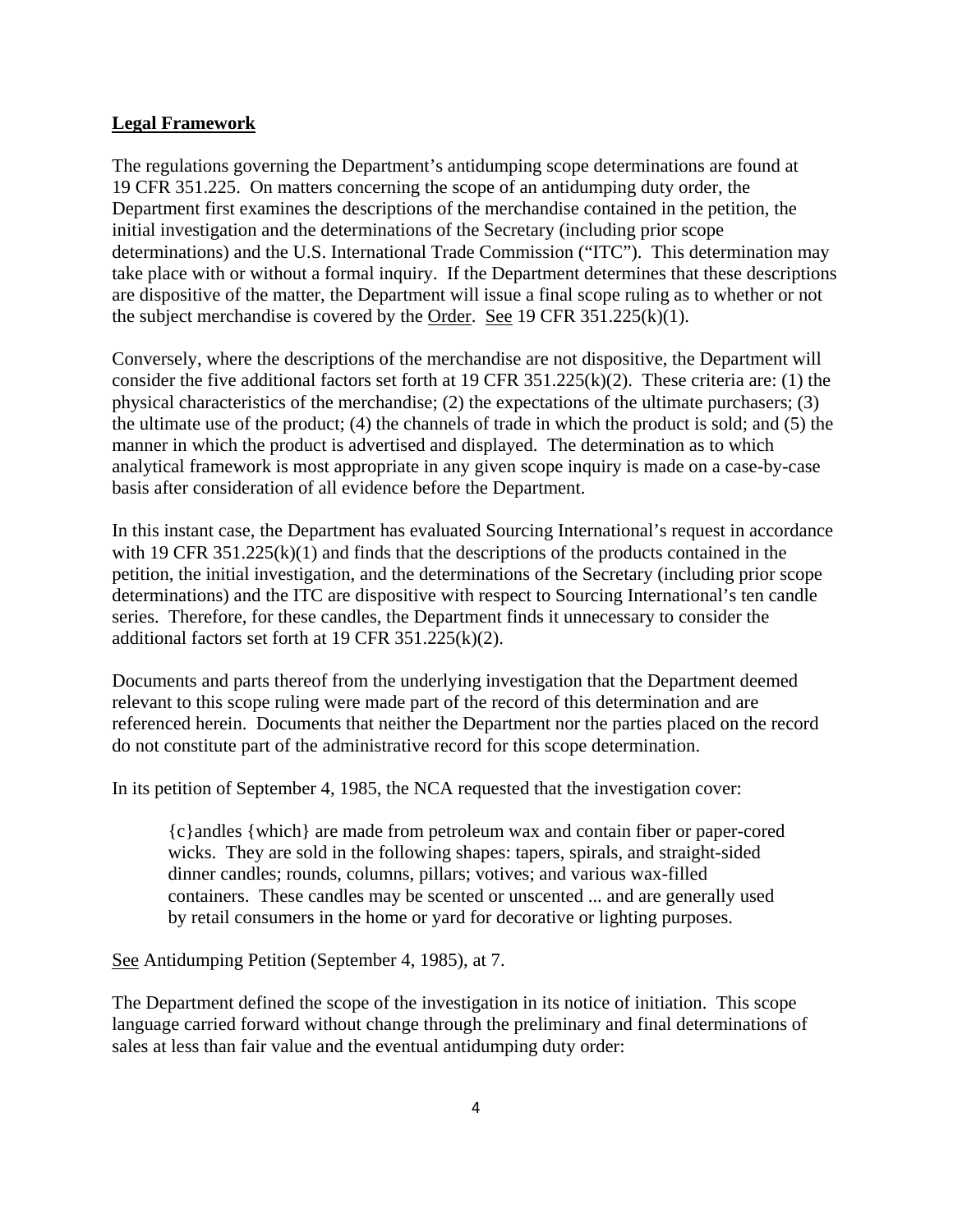**Legal Framework**

The regulations governing the Department's antidumping scope determinations are found at 19 CFR 351.225. On matters concerning the scope of an antidumping duty order, the Department first examines the descriptions of the merchandise contained in the petition, the initial investigation and the determinations of the Secretary (including prior scope determinations) and the U.S. International Trade Commission ("ITC"). This determination may take place with or without a formal inquiry. If the Department determines that these descriptions are dispositive of the matter, the Department will issue a final scope ruling as to whether or not the subject merchandise is covered by the Order. See 19 CFR 351.225(k)(1).

Conversely, where the descriptions of the merchandise are not dispositive, the Department will consider the five additional factors set forth at 19 CFR 351.225(k)(2). These criteria are: (1) the physical characteristics of the merchandise; (2) the expectations of the ultimate purchasers; (3) the ultimate use of the product; (4) the channels of trade in which the product is sold; and (5) the manner in which the product is advertised and displayed. The determination as to which analytical framework is most appropriate in any given scope inquiry is made on a case-by-case basis after consideration of all evidence before the Department.

In this instant case, the Department has evaluated Sourcing International's request in accordance with 19 CFR 351.225(k)(1) and finds that the descriptions of the products contained in the petition, the initial investigation, and the determinations of the Secretary (including prior scope determinations) and the ITC are dispositive with respect to Sourcing International's ten candle series. Therefore, for these candles, the Department finds it unnecessary to consider the additional factors set forth at 19 CFR 351.225(k)(2).

Documents and parts thereof from the underlying investigation that the Department deemed relevant to this scope ruling were made part of the record of this determination and are referenced herein. Documents that neither the Department nor the parties placed on the record do not constitute part of the administrative record for this scope determination.

In its petition of September 4, 1985, the NCA requested that the investigation cover:

> {c}andles {which} are made from petroleum wax and contain fiber or paper-cored wicks. They are sold in the following shapes: tapers, spirals, and straight-sided dinner candles; rounds, columns, pillars; votives; and various wax-filled containers. These candles may be scented or unscented ... and are generally used by retail consumers in the home or yard for decorative or lighting purposes.

See Antidumping Petition (September 4, 1985), at 7.

The Department defined the scope of the investigation in its notice of initiation. This scope language carried forward without change through the preliminary and final determinations of sales at less than fair value and the eventual antidumping duty order: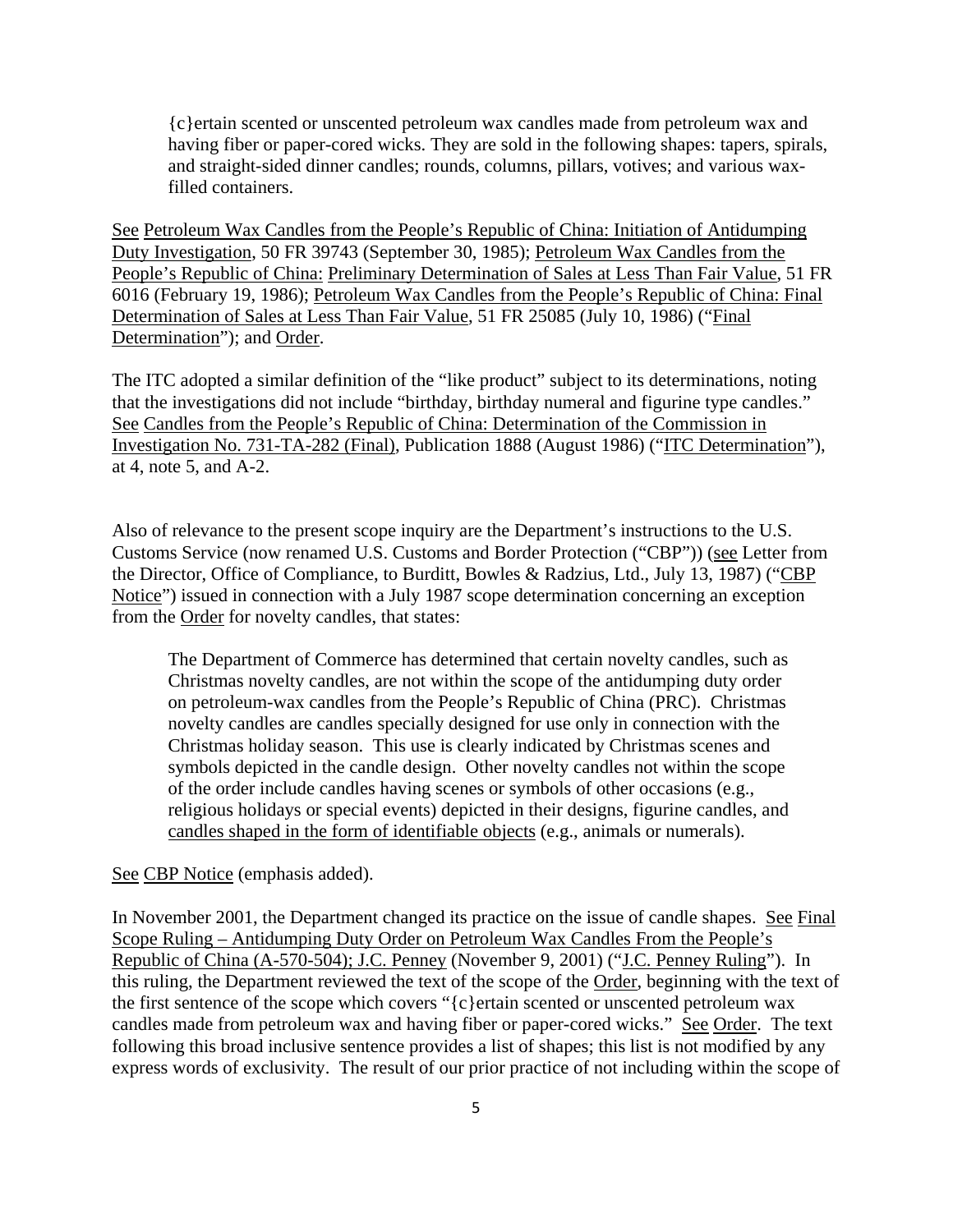> {c}ertain scented or unscented petroleum wax candles made from petroleum wax and having fiber or paper-cored wicks. They are sold in the following shapes: tapers, spirals, and straight-sided dinner candles; rounds, columns, pillars, votives; and various wax-filled containers.

See Petroleum Wax Candles from the People's Republic of China: Initiation of Antidumping Duty Investigation, 50 FR 39743 (September 30, 1985); Petroleum Wax Candles from the People's Republic of China: Preliminary Determination of Sales at Less Than Fair Value, 51 FR 6016 (February 19, 1986); Petroleum Wax Candles from the People's Republic of China: Final Determination of Sales at Less Than Fair Value, 51 FR 25085 (July 10, 1986) ("Final Determination"); and Order.

The ITC adopted a similar definition of the "like product" subject to its determinations, noting that the investigations did not include "birthday, birthday numeral and figurine type candles." See Candles from the People's Republic of China: Determination of the Commission in Investigation No. 731-TA-282 (Final), Publication 1888 (August 1986) ("ITC Determination"), at 4, note 5, and A-2.

Also of relevance to the present scope inquiry are the Department's instructions to the U.S. Customs Service (now renamed U.S. Customs and Border Protection ("CBP")) (see Letter from the Director, Office of Compliance, to Burditt, Bowles & Radzius, Ltd., July 13, 1987) ("CBP Notice") issued in connection with a July 1987 scope determination concerning an exception from the Order for novelty candles, that states:

> The Department of Commerce has determined that certain novelty candles, such as Christmas novelty candles, are not within the scope of the antidumping duty order on petroleum-wax candles from the People's Republic of China (PRC). Christmas novelty candles are candles specially designed for use only in connection with the Christmas holiday season. This use is clearly indicated by Christmas scenes and symbols depicted in the candle design. Other novelty candles not within the scope of the order include candles having scenes or symbols of other occasions (e.g., religious holidays or special events) depicted in their designs, figurine candles, and <u>candles shaped in the form of identifiable objects</u> (e.g., animals or numerals).

See CBP Notice (emphasis added).

In November 2001, the Department changed its practice on the issue of candle shapes. See Final Scope Ruling – Antidumping Duty Order on Petroleum Wax Candles From the People's Republic of China (A-570-504); J.C. Penney (November 9, 2001) ("J.C. Penney Ruling"). In this ruling, the Department reviewed the text of the scope of the Order, beginning with the text of the first sentence of the scope which covers "{c}ertain scented or unscented petroleum wax candles made from petroleum wax and having fiber or paper-cored wicks." See Order. The text following this broad inclusive sentence provides a list of shapes; this list is not modified by any express words of exclusivity. The result of our prior practice of not including within the scope of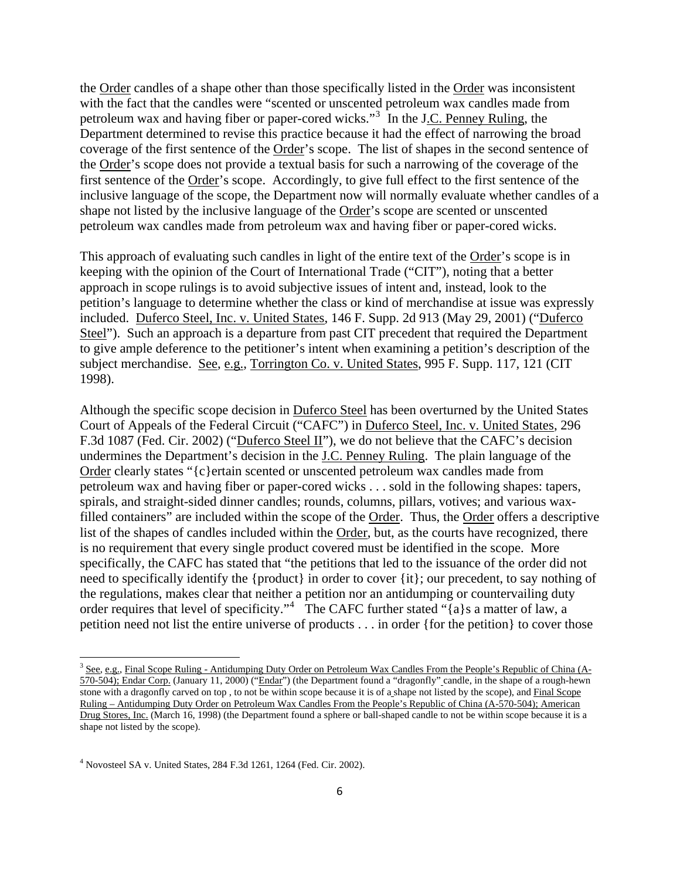the Order candles of a shape other than those specifically listed in the Order was inconsistent with the fact that the candles were "scented or unscented petroleum wax candles made from petroleum wax and having fiber or paper-cored wicks."[3] In the J.C. Penney Ruling, the Department determined to revise this practice because it had the effect of narrowing the broad coverage of the first sentence of the Order's scope. The list of shapes in the second sentence of the Order's scope does not provide a textual basis for such a narrowing of the coverage of the first sentence of the Order's scope. Accordingly, to give full effect to the first sentence of the inclusive language of the scope, the Department now will normally evaluate whether candles of a shape not listed by the inclusive language of the Order's scope are scented or unscented petroleum wax candles made from petroleum wax and having fiber or paper-cored wicks.

This approach of evaluating such candles in light of the entire text of the Order's scope is in keeping with the opinion of the Court of International Trade ("CIT"), noting that a better approach in scope rulings is to avoid subjective issues of intent and, instead, look to the petition's language to determine whether the class or kind of merchandise at issue was expressly included. Duferco Steel, Inc. v. United States, 146 F. Supp. 2d 913 (May 29, 2001) ("Duferco Steel"). Such an approach is a departure from past CIT precedent that required the Department to give ample deference to the petitioner's intent when examining a petition's description of the subject merchandise. See, e.g., Torrington Co. v. United States, 995 F. Supp. 117, 121 (CIT 1998).

Although the specific scope decision in Duferco Steel has been overturned by the United States Court of Appeals of the Federal Circuit ("CAFC") in Duferco Steel, Inc. v. United States, 296 F.3d 1087 (Fed. Cir. 2002) ("Duferco Steel II"), we do not believe that the CAFC's decision undermines the Department's decision in the J.C. Penney Ruling. The plain language of the Order clearly states "{c}ertain scented or unscented petroleum wax candles made from petroleum wax and having fiber or paper-cored wicks . . . sold in the following shapes: tapers, spirals, and straight-sided dinner candles; rounds, columns, pillars, votives; and various wax-filled containers" are included within the scope of the Order. Thus, the Order offers a descriptive list of the shapes of candles included within the Order, but, as the courts have recognized, there is no requirement that every single product covered must be identified in the scope. More specifically, the CAFC has stated that "the petitions that led to the issuance of the order did not need to specifically identify the {product} in order to cover {it}; our precedent, to say nothing of the regulations, makes clear that neither a petition nor an antidumping or countervailing duty order requires that level of specificity."[4] The CAFC further stated "{a}s a matter of law, a petition need not list the entire universe of products . . . in order {for the petition} to cover those

---

[3] See, e.g., Final Scope Ruling - Antidumping Duty Order on Petroleum Wax Candles From the People's Republic of China (A-570-504); Endar Corp. (January 11, 2000) ("Endar") (the Department found a "dragonfly" candle, in the shape of a rough-hewn stone with a dragonfly carved on top , to not be within scope because it is of a shape not listed by the scope), and Final Scope Ruling – Antidumping Duty Order on Petroleum Wax Candles From the People's Republic of China (A-570-504); American Drug Stores, Inc. (March 16, 1998) (the Department found a sphere or ball-shaped candle to not be within scope because it is a shape not listed by the scope).

[4] Novosteel SA v. United States, 284 F.3d 1261, 1264 (Fed. Cir. 2002).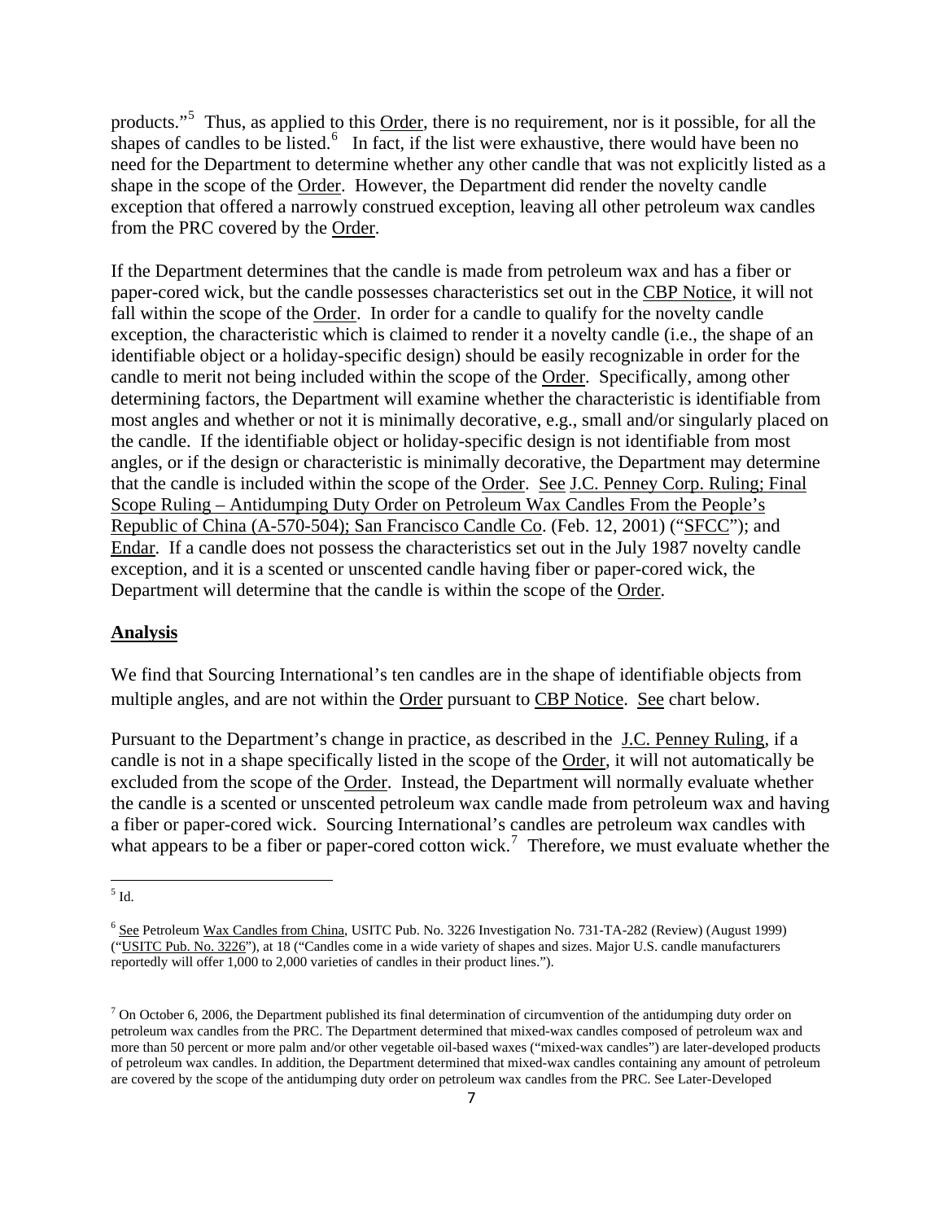products."[5] Thus, as applied to this Order, there is no requirement, nor is it possible, for all the shapes of candles to be listed.[6] In fact, if the list were exhaustive, there would have been no need for the Department to determine whether any other candle that was not explicitly listed as a shape in the scope of the Order. However, the Department did render the novelty candle exception that offered a narrowly construed exception, leaving all other petroleum wax candles from the PRC covered by the Order.

If the Department determines that the candle is made from petroleum wax and has a fiber or paper-cored wick, but the candle possesses characteristics set out in the CBP Notice, it will not fall within the scope of the Order. In order for a candle to qualify for the novelty candle exception, the characteristic which is claimed to render it a novelty candle (i.e., the shape of an identifiable object or a holiday-specific design) should be easily recognizable in order for the candle to merit not being included within the scope of the Order. Specifically, among other determining factors, the Department will examine whether the characteristic is identifiable from most angles and whether or not it is minimally decorative, e.g., small and/or singularly placed on the candle. If the identifiable object or holiday-specific design is not identifiable from most angles, or if the design or characteristic is minimally decorative, the Department may determine that the candle is included within the scope of the Order. See J.C. Penney Corp. Ruling; Final Scope Ruling – Antidumping Duty Order on Petroleum Wax Candles From the People's Republic of China (A-570-504); San Francisco Candle Co. (Feb. 12, 2001) ("SFCC"); and Endar. If a candle does not possess the characteristics set out in the July 1987 novelty candle exception, and it is a scented or unscented candle having fiber or paper-cored wick, the Department will determine that the candle is within the scope of the Order.

## Analysis

We find that Sourcing International's ten candles are in the shape of identifiable objects from multiple angles, and are not within the Order pursuant to CBP Notice. See chart below.

Pursuant to the Department's change in practice, as described in the J.C. Penney Ruling, if a candle is not in a shape specifically listed in the scope of the Order, it will not automatically be excluded from the scope of the Order. Instead, the Department will normally evaluate whether the candle is a scented or unscented petroleum wax candle made from petroleum wax and having a fiber or paper-cored wick. Sourcing International's candles are petroleum wax candles with what appears to be a fiber or paper-cored cotton wick.[7] Therefore, we must evaluate whether the

---

[5] Id.

[6] See Petroleum Wax Candles from China, USITC Pub. No. 3226 Investigation No. 731-TA-282 (Review) (August 1999) ("USITC Pub. No. 3226"), at 18 ("Candles come in a wide variety of shapes and sizes. Major U.S. candle manufacturers reportedly will offer 1,000 to 2,000 varieties of candles in their product lines.").

[7] On October 6, 2006, the Department published its final determination of circumvention of the antidumping duty order on petroleum wax candles from the PRC. The Department determined that mixed-wax candles composed of petroleum wax and more than 50 percent or more palm and/or other vegetable oil-based waxes ("mixed-wax candles") are later-developed products of petroleum wax candles. In addition, the Department determined that mixed-wax candles containing any amount of petroleum are covered by the scope of the antidumping duty order on petroleum wax candles from the PRC. See Later-Developed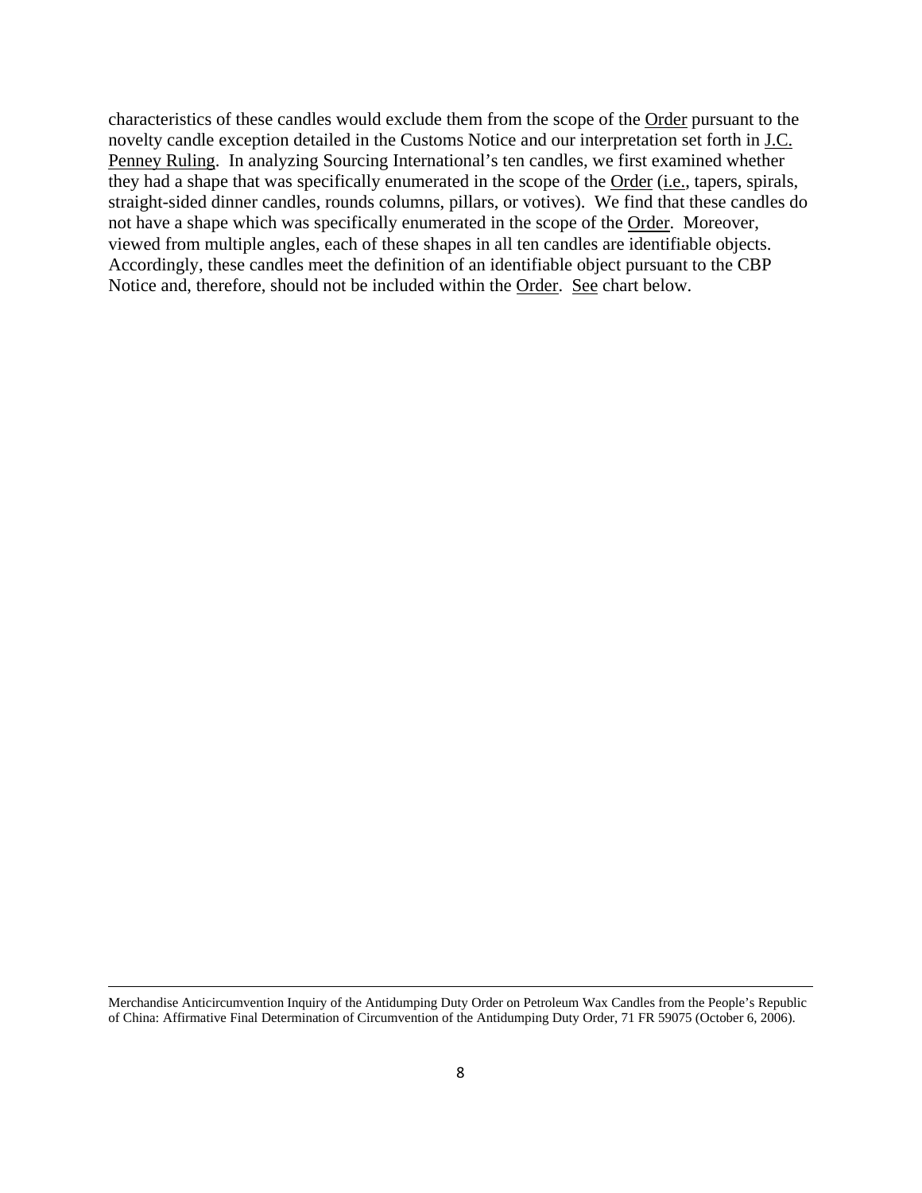characteristics of these candles would exclude them from the scope of the Order pursuant to the novelty candle exception detailed in the Customs Notice and our interpretation set forth in J.C. Penney Ruling. In analyzing Sourcing International's ten candles, we first examined whether they had a shape that was specifically enumerated in the scope of the Order (i.e., tapers, spirals, straight-sided dinner candles, rounds columns, pillars, or votives). We find that these candles do not have a shape which was specifically enumerated in the scope of the Order. Moreover, viewed from multiple angles, each of these shapes in all ten candles are identifiable objects. Accordingly, these candles meet the definition of an identifiable object pursuant to the CBP Notice and, therefore, should not be included within the Order. See chart below.

---

Merchandise Anticircumvention Inquiry of the Antidumping Duty Order on Petroleum Wax Candles from the People's Republic of China: Affirmative Final Determination of Circumvention of the Antidumping Duty Order, 71 FR 59075 (October 6, 2006).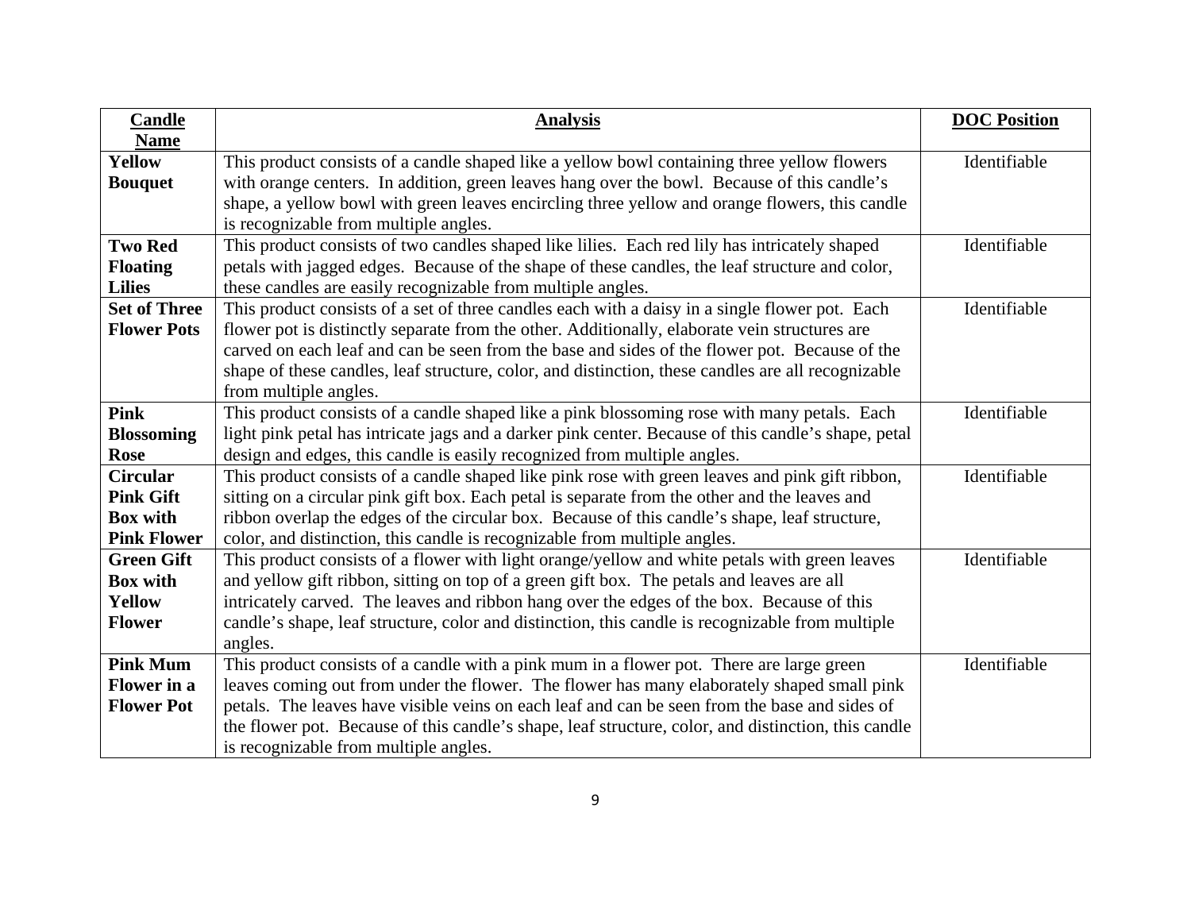| Candle Name | Analysis | DOC Position |
|---|---|---|
| **Yellow Bouquet** | This product consists of a candle shaped like a yellow bowl containing three yellow flowers with orange centers. In addition, green leaves hang over the bowl. Because of this candle's shape, a yellow bowl with green leaves encircling three yellow and orange flowers, this candle is recognizable from multiple angles. | Identifiable |
| **Two Red Floating Lilies** | This product consists of two candles shaped like lilies. Each red lily has intricately shaped petals with jagged edges. Because of the shape of these candles, the leaf structure and color, these candles are easily recognizable from multiple angles. | Identifiable |
| **Set of Three Flower Pots** | This product consists of a set of three candles each with a daisy in a single flower pot. Each flower pot is distinctly separate from the other. Additionally, elaborate vein structures are carved on each leaf and can be seen from the base and sides of the flower pot. Because of the shape of these candles, leaf structure, color, and distinction, these candles are all recognizable from multiple angles. | Identifiable |
| **Pink Blossoming Rose** | This product consists of a candle shaped like a pink blossoming rose with many petals. Each light pink petal has intricate jags and a darker pink center. Because of this candle's shape, petal design and edges, this candle is easily recognized from multiple angles. | Identifiable |
| **Circular Pink Gift Box with Pink Flower** | This product consists of a candle shaped like pink rose with green leaves and pink gift ribbon, sitting on a circular pink gift box. Each petal is separate from the other and the leaves and ribbon overlap the edges of the circular box. Because of this candle's shape, leaf structure, color, and distinction, this candle is recognizable from multiple angles. | Identifiable |
| **Green Gift Box with Yellow Flower** | This product consists of a flower with light orange/yellow and white petals with green leaves and yellow gift ribbon, sitting on top of a green gift box. The petals and leaves are all intricately carved. The leaves and ribbon hang over the edges of the box. Because of this candle's shape, leaf structure, color and distinction, this candle is recognizable from multiple angles. | Identifiable |
| **Pink Mum Flower in a Flower Pot** | This product consists of a candle with a pink mum in a flower pot. There are large green leaves coming out from under the flower. The flower has many elaborately shaped small pink petals. The leaves have visible veins on each leaf and can be seen from the base and sides of the flower pot. Because of this candle's shape, leaf structure, color, and distinction, this candle is recognizable from multiple angles. | Identifiable |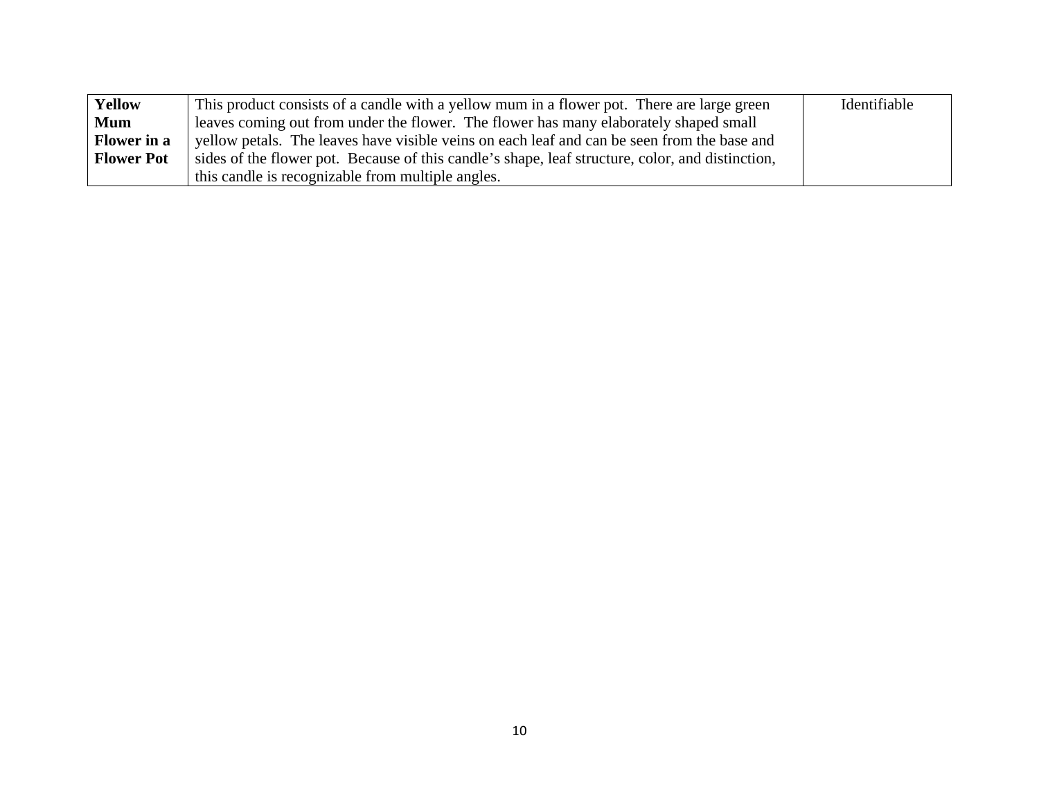| | | |
|---|---|---|
| **Yellow Mum Flower in a Flower Pot** | This product consists of a candle with a yellow mum in a flower pot.  There are large green leaves coming out from under the flower.  The flower has many elaborately shaped small yellow petals.  The leaves have visible veins on each leaf and can be seen from the base and sides of the flower pot.  Because of this candle's shape, leaf structure, color, and distinction, this candle is recognizable from multiple angles. | Identifiable |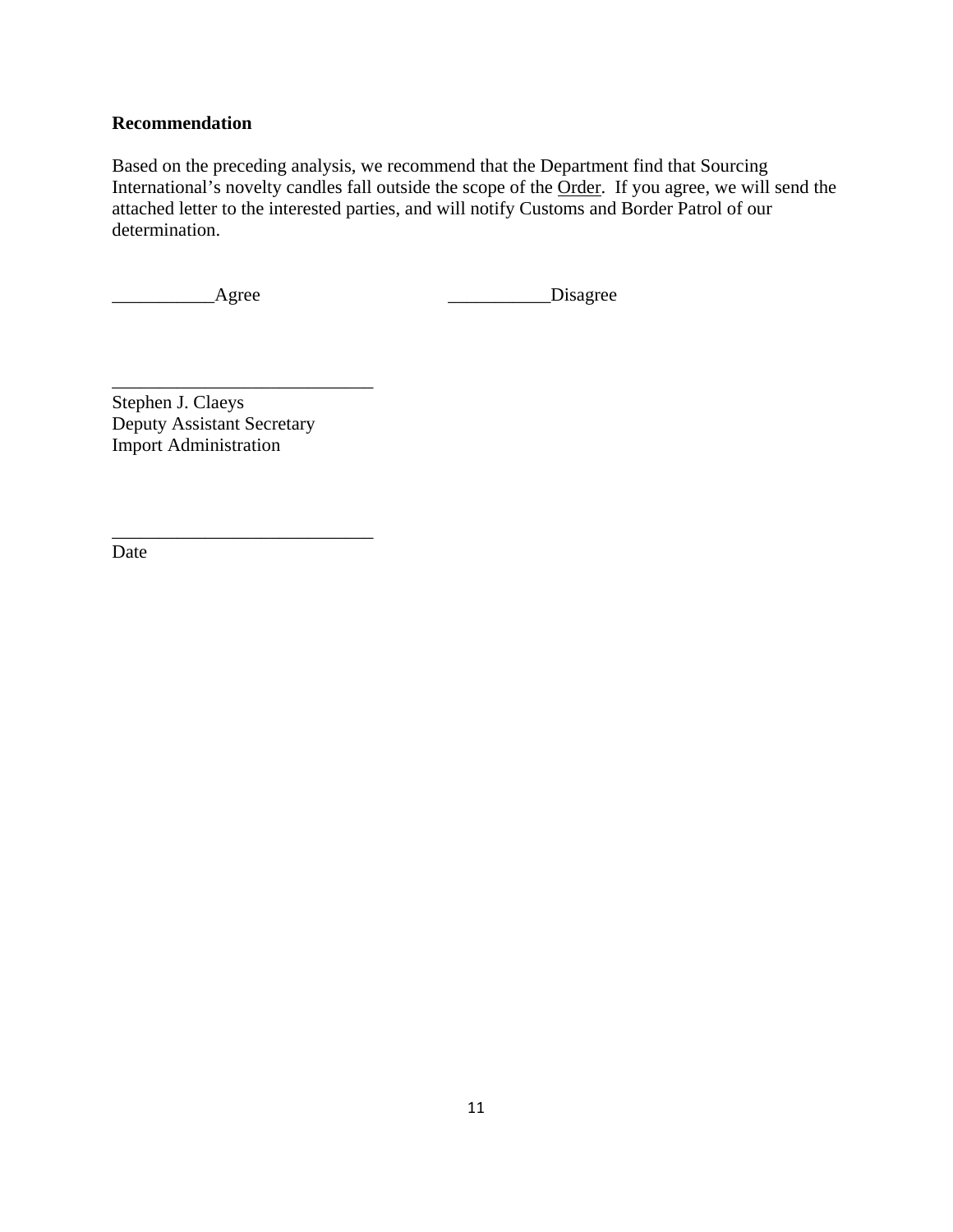**Recommendation**

Based on the preceding analysis, we recommend that the Department find that Sourcing International's novelty candles fall outside the scope of the Order. If you agree, we will send the attached letter to the interested parties, and will notify Customs and Border Patrol of our determination.

___________Agree                                   ___________Disagree

____________________________
Stephen J. Claeys
Deputy Assistant Secretary
Import Administration

____________________________
Date